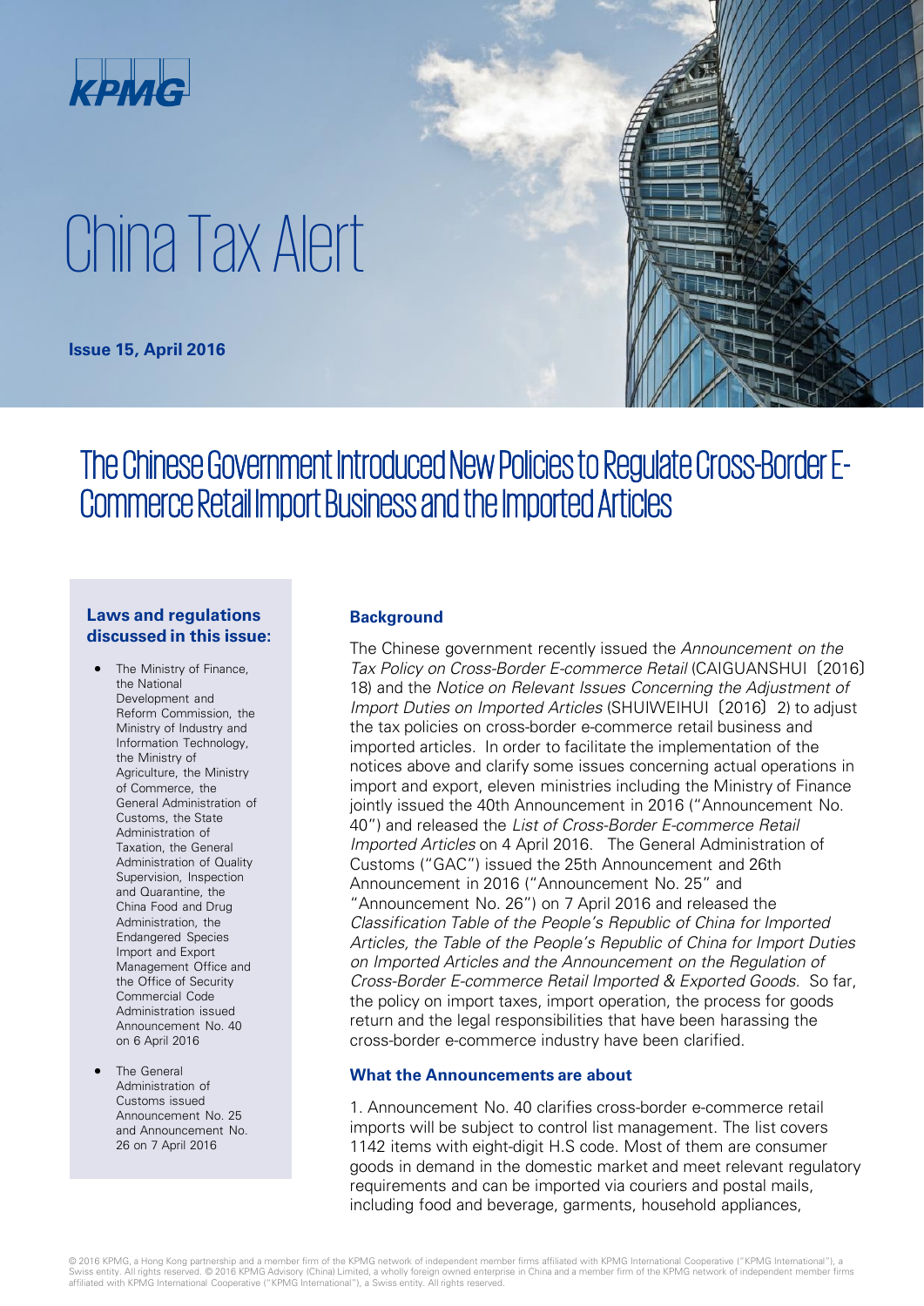KPMG

# China Tax Alert

**Issue 15, April 2016**

## The Chinese Government Introduced New Policies to Regulate Cross-Border E-Commerce Retail Import Business and the Imported Articles

**Laws and regulations discussed in this issue:**

- The Ministry of Finance, the National Development and Reform Commission, the Ministry of Industry and Information Technology, the Ministry of Agriculture, the Ministry of Commerce, the General Administration of Customs, the State Administration of Taxation, the General Administration of Quality Supervision, Inspection and Quarantine, the China Food and Drug Administration, the Endangered Species Import and Export Management Office and the Office of Security Commercial Code Administration issued Announcement No. 40 on 6 April 2016
- The General Administration of Customs issued Announcement No. 25 and Announcement No. 26 on 7 April 2016

### Background

The Chinese government recently issued the *Announcement on the Tax Policy on Cross-Border E-commerce Retail* (CAIGUANSHUI〔2016〕18) and the *Notice on Relevant Issues Concerning the Adjustment of Import Duties on Imported Articles* (SHUIWEIHUI〔2016〕2) to adjust the tax policies on cross-border e-commerce retail business and imported articles. In order to facilitate the implementation of the notices above and clarify some issues concerning actual operations in import and export, eleven ministries including the Ministry of Finance jointly issued the 40th Announcement in 2016 ("Announcement No. 40") and released the *List of Cross-Border E-commerce Retail Imported Articles* on 4 April 2016. The General Administration of Customs ("GAC") issued the 25th Announcement and 26th Announcement in 2016 ("Announcement No. 25" and "Announcement No. 26") on 7 April 2016 and released the *Classification Table of the People's Republic of China for Imported Articles, the Table of the People's Republic of China for Import Duties on Imported Articles and the Announcement on the Regulation of Cross-Border E-commerce Retail Imported & Exported Goods*. So far, the policy on import taxes, import operation, the process for goods return and the legal responsibilities that have been harassing the cross-border e-commerce industry have been clarified.

### What the Announcements are about

1. Announcement No. 40 clarifies cross-border e-commerce retail imports will be subject to control list management. The list covers 1142 items with eight-digit H.S code. Most of them are consumer goods in demand in the domestic market and meet relevant regulatory requirements and can be imported via couriers and postal mails, including food and beverage, garments, household appliances,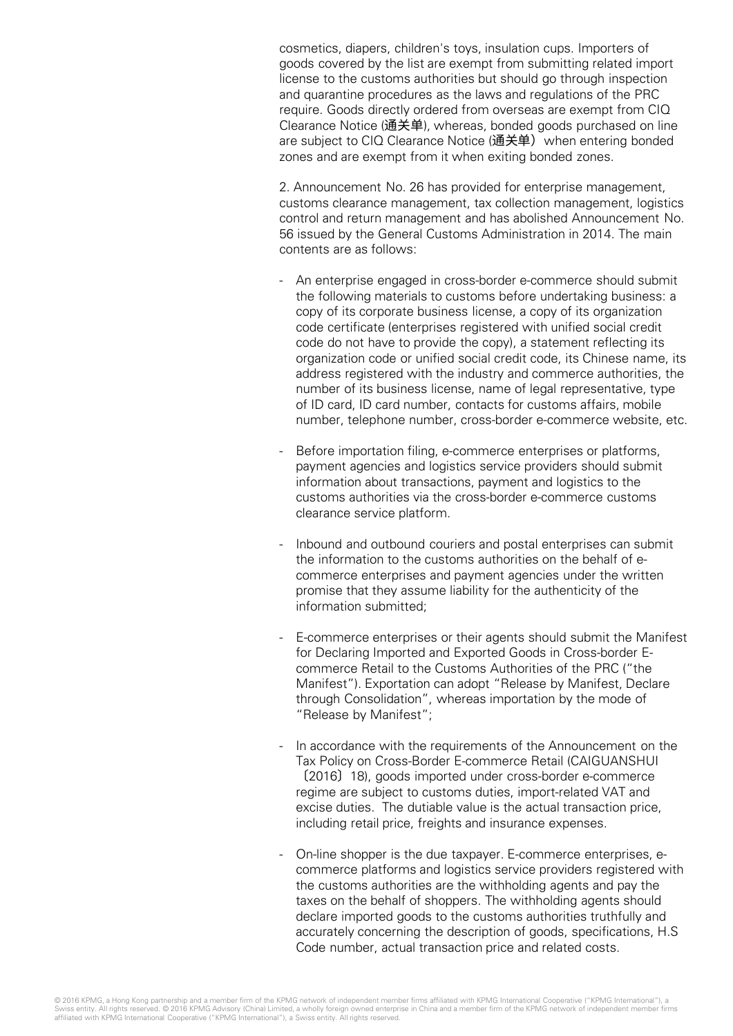cosmetics, diapers, children's toys, insulation cups. Importers of goods covered by the list are exempt from submitting related import license to the customs authorities but should go through inspection and quarantine procedures as the laws and regulations of the PRC require. Goods directly ordered from overseas are exempt from CIQ Clearance Notice (通关单), whereas, bonded goods purchased on line are subject to CIQ Clearance Notice (通关单） when entering bonded zones and are exempt from it when exiting bonded zones.

2. Announcement No. 26 has provided for enterprise management, customs clearance management, tax collection management, logistics control and return management and has abolished Announcement No. 56 issued by the General Customs Administration in 2014. The main contents are as follows:

- An enterprise engaged in cross-border e-commerce should submit the following materials to customs before undertaking business: a copy of its corporate business license, a copy of its organization code certificate (enterprises registered with unified social credit code do not have to provide the copy), a statement reflecting its organization code or unified social credit code, its Chinese name, its address registered with the industry and commerce authorities, the number of its business license, name of legal representative, type of ID card, ID card number, contacts for customs affairs, mobile number, telephone number, cross-border e-commerce website, etc.

- Before importation filing, e-commerce enterprises or platforms, payment agencies and logistics service providers should submit information about transactions, payment and logistics to the customs authorities via the cross-border e-commerce customs clearance service platform.

- Inbound and outbound couriers and postal enterprises can submit the information to the customs authorities on the behalf of e-commerce enterprises and payment agencies under the written promise that they assume liability for the authenticity of the information submitted;

- E-commerce enterprises or their agents should submit the Manifest for Declaring Imported and Exported Goods in Cross-border E-commerce Retail to the Customs Authorities of the PRC ("the Manifest"). Exportation can adopt "Release by Manifest, Declare through Consolidation", whereas importation by the mode of "Release by Manifest";

- In accordance with the requirements of the Announcement on the Tax Policy on Cross-Border E-commerce Retail (CAIGUANSHUI 〔2016〕18), goods imported under cross-border e-commerce regime are subject to customs duties, import-related VAT and excise duties. The dutiable value is the actual transaction price, including retail price, freights and insurance expenses.

- On-line shopper is the due taxpayer. E-commerce enterprises, e-commerce platforms and logistics service providers registered with the customs authorities are the withholding agents and pay the taxes on the behalf of shoppers. The withholding agents should declare imported goods to the customs authorities truthfully and accurately concerning the description of goods, specifications, H.S Code number, actual transaction price and related costs.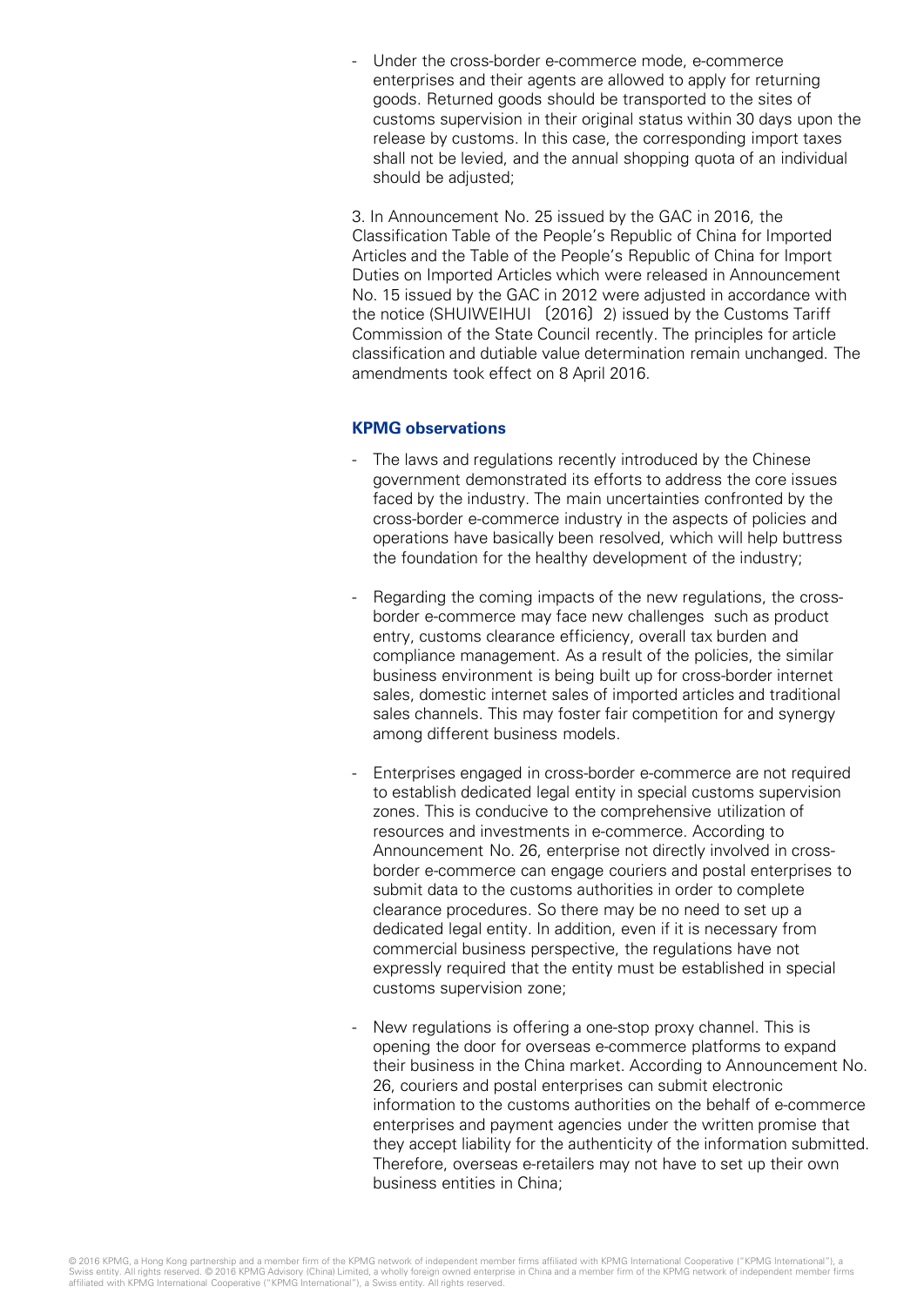- Under the cross-border e-commerce mode, e-commerce enterprises and their agents are allowed to apply for returning goods. Returned goods should be transported to the sites of customs supervision in their original status within 30 days upon the release by customs. In this case, the corresponding import taxes shall not be levied, and the annual shopping quota of an individual should be adjusted;

3. In Announcement No. 25 issued by the GAC in 2016, the Classification Table of the People's Republic of China for Imported Articles and the Table of the People's Republic of China for Import Duties on Imported Articles which were released in Announcement No. 15 issued by the GAC in 2012 were adjusted in accordance with the notice (SHUIWEIHUI 〔2016〕2) issued by the Customs Tariff Commission of the State Council recently. The principles for article classification and dutiable value determination remain unchanged. The amendments took effect on 8 April 2016.

**KPMG observations**

- The laws and regulations recently introduced by the Chinese government demonstrated its efforts to address the core issues faced by the industry. The main uncertainties confronted by the cross-border e-commerce industry in the aspects of policies and operations have basically been resolved, which will help buttress the foundation for the healthy development of the industry;

- Regarding the coming impacts of the new regulations, the cross-border e-commerce may face new challenges such as product entry, customs clearance efficiency, overall tax burden and compliance management. As a result of the policies, the similar business environment is being built up for cross-border internet sales, domestic internet sales of imported articles and traditional sales channels. This may foster fair competition for and synergy among different business models.

- Enterprises engaged in cross-border e-commerce are not required to establish dedicated legal entity in special customs supervision zones. This is conducive to the comprehensive utilization of resources and investments in e-commerce. According to Announcement No. 26, enterprise not directly involved in cross-border e-commerce can engage couriers and postal enterprises to submit data to the customs authorities in order to complete clearance procedures. So there may be no need to set up a dedicated legal entity. In addition, even if it is necessary from commercial business perspective, the regulations have not expressly required that the entity must be established in special customs supervision zone;

- New regulations is offering a one-stop proxy channel. This is opening the door for overseas e-commerce platforms to expand their business in the China market. According to Announcement No. 26, couriers and postal enterprises can submit electronic information to the customs authorities on the behalf of e-commerce enterprises and payment agencies under the written promise that they accept liability for the authenticity of the information submitted. Therefore, overseas e-retailers may not have to set up their own business entities in China;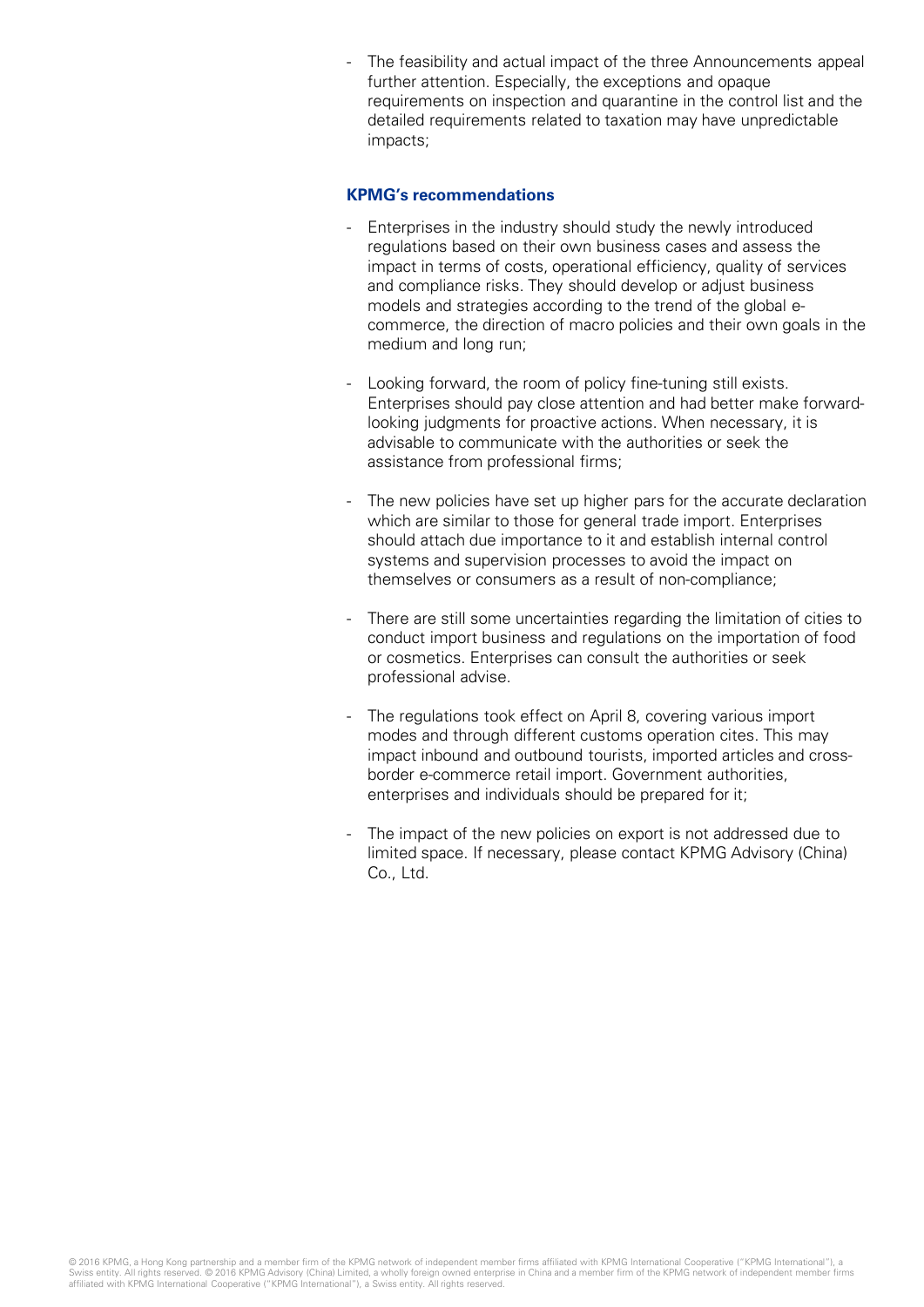- The feasibility and actual impact of the three Announcements appeal further attention. Especially, the exceptions and opaque requirements on inspection and quarantine in the control list and the detailed requirements related to taxation may have unpredictable impacts;

**KPMG's recommendations**

- Enterprises in the industry should study the newly introduced regulations based on their own business cases and assess the impact in terms of costs, operational efficiency, quality of services and compliance risks. They should develop or adjust business models and strategies according to the trend of the global e-commerce, the direction of macro policies and their own goals in the medium and long run;

- Looking forward, the room of policy fine-tuning still exists. Enterprises should pay close attention and had better make forward-looking judgments for proactive actions. When necessary, it is advisable to communicate with the authorities or seek the assistance from professional firms;

- The new policies have set up higher pars for the accurate declaration which are similar to those for general trade import. Enterprises should attach due importance to it and establish internal control systems and supervision processes to avoid the impact on themselves or consumers as a result of non-compliance;

- There are still some uncertainties regarding the limitation of cities to conduct import business and regulations on the importation of food or cosmetics. Enterprises can consult the authorities or seek professional advise.

- The regulations took effect on April 8, covering various import modes and through different customs operation cites. This may impact inbound and outbound tourists, imported articles and cross-border e-commerce retail import. Government authorities, enterprises and individuals should be prepared for it;

- The impact of the new policies on export is not addressed due to limited space. If necessary, please contact KPMG Advisory (China) Co., Ltd.

© 2016 KPMG, a Hong Kong partnership and a member firm of the KPMG network of independent member firms affiliated with KPMG International Cooperative ("KPMG International"), a Swiss entity. All rights reserved. © 2016 KPMG Advisory (China) Limited, a wholly foreign owned enterprise in China and a member firm of the KPMG network of independent member firms affiliated with KPMG International Cooperative ("KPMG International"), a Swiss entity. All rights reserved.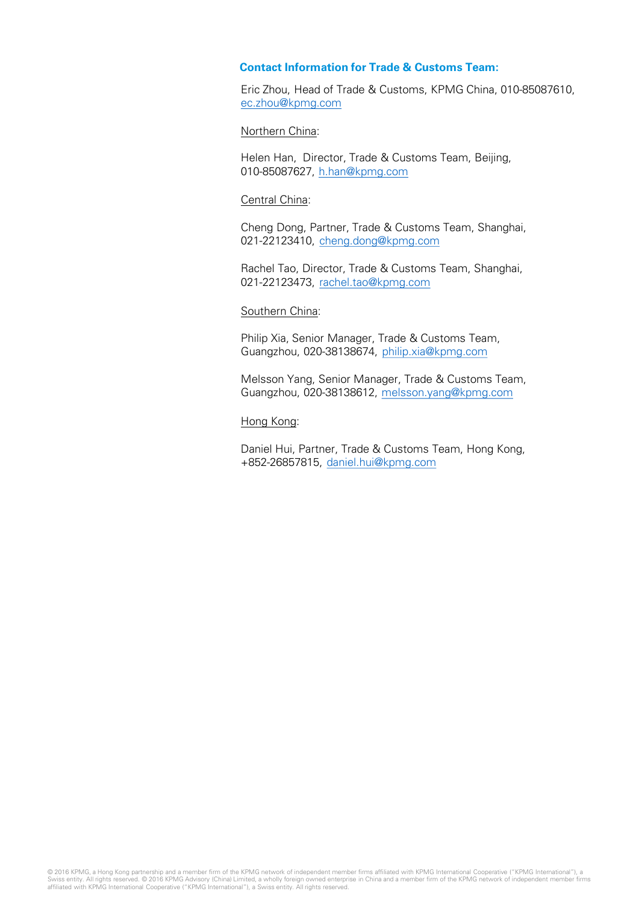## Contact Information for Trade & Customs Team:

Eric Zhou, Head of Trade & Customs, KPMG China, 010-85087610, ec.zhou@kpmg.com

Northern China:

Helen Han, Director, Trade & Customs Team, Beijing, 010-85087627, h.han@kpmg.com

Central China:

Cheng Dong, Partner, Trade & Customs Team, Shanghai, 021-22123410, cheng.dong@kpmg.com

Rachel Tao, Director, Trade & Customs Team, Shanghai, 021-22123473, rachel.tao@kpmg.com

Southern China:

Philip Xia, Senior Manager, Trade & Customs Team, Guangzhou, 020-38138674, philip.xia@kpmg.com

Melsson Yang, Senior Manager, Trade & Customs Team, Guangzhou, 020-38138612, melsson.yang@kpmg.com

Hong Kong:

Daniel Hui, Partner, Trade & Customs Team, Hong Kong, +852-26857815, daniel.hui@kpmg.com

© 2016 KPMG, a Hong Kong partnership and a member firm of the KPMG network of independent member firms affiliated with KPMG International Cooperative ("KPMG International"), a Swiss entity. All rights reserved. © 2016 KPMG Advisory (China) Limited, a wholly foreign owned enterprise in China and a member firm of the KPMG network of independent member firms affiliated with KPMG International Cooperative ("KPMG International"), a Swiss entity. All rights reserved.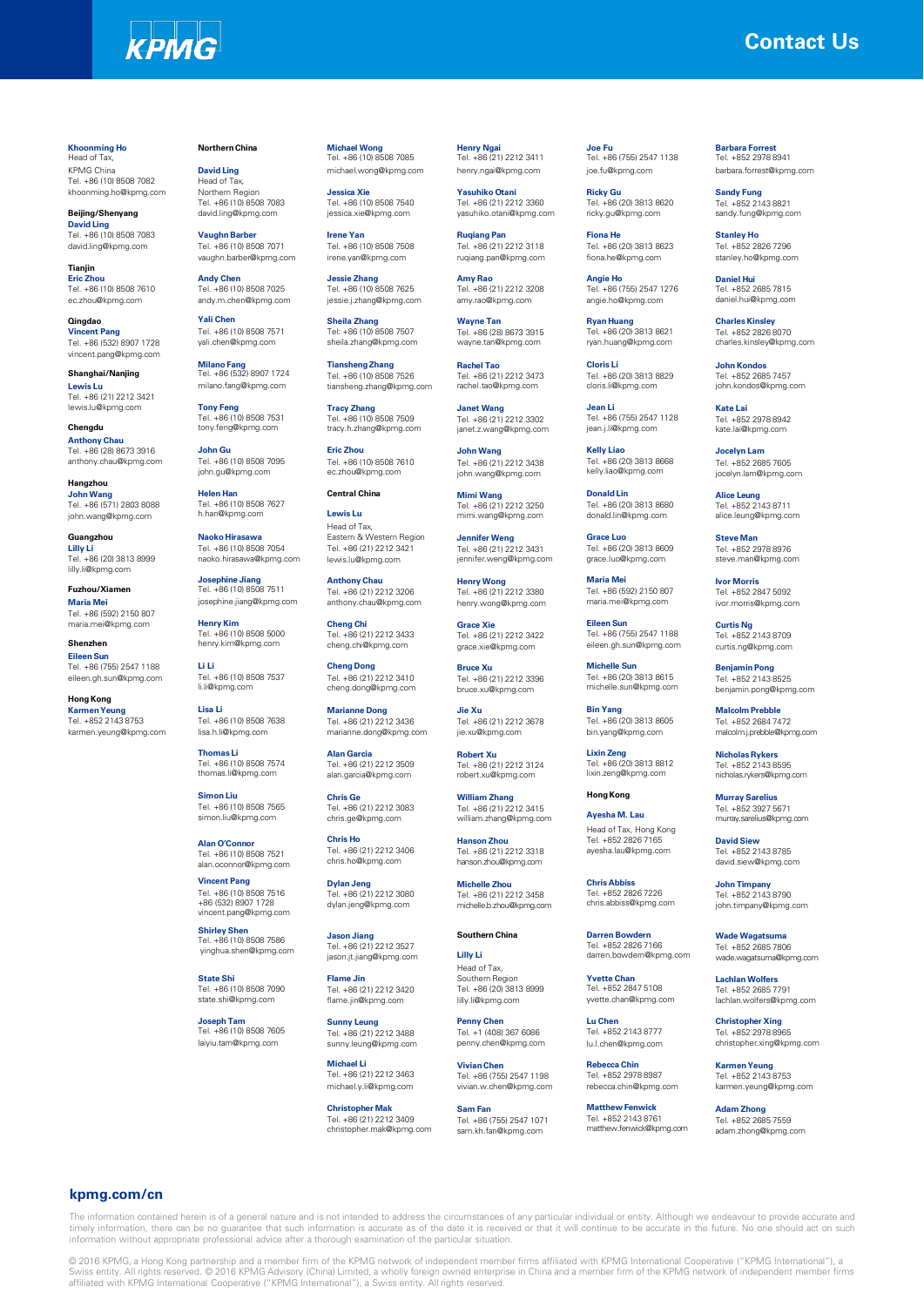# Contact Us

**Khoonming Ho**
Head of Tax,
KPMG China
Tel. +86 (10) 8508 7082
khoonming.ho@kpmg.com

**Beijing/Shenyang**
**David Ling**
Tel. +86 (10) 8508 7083
david.ling@kpmg.com

**Tianjin**
**Eric Zhou**
Tel. +86 (10) 8508 7610
ec.zhou@kpmg.com

**Qingdao**
**Vincent Pang**
Tel. +86 (532) 8907 1728
vincent.pang@kpmg.com

**Shanghai/Nanjing**
**Lewis Lu**
Tel. +86 (21) 2212 3421
lewis.lu@kpmg.com

**Chengdu**
**Anthony Chau**
Tel. +86 (28) 8673 3916
anthony.chau@kpmg.com

**Hangzhou**
**John Wang**
Tel. +86 (571) 2803 8088
john.wang@kpmg.com

**Guangzhou**
**Lilly Li**
Tel. +86 (20) 3813 8999
lilly.li@kpmg.com

**Fuzhou/Xiamen**
**Maria Mei**
Tel. +86 (592) 2150 807
maria.mei@kpmg.com

**Shenzhen**
**Eileen Sun**
Tel. +86 (755) 2547 1188
eileen.gh.sun@kpmg.com

**Hong Kong**
**Karmen Yeung**
Tel. +852 2143 8753
karmen.yeung@kpmg.com

## Northern China

**David Ling**
Head of Tax,
Northern Region
Tel. +86 (10) 8508 7083
david.ling@kpmg.com

**Vaughn Barber**
Tel. +86 (10) 8508 7071
vaughn.barber@kpmg.com

**Andy Chen**
Tel. +86 (10) 8508 7025
andy.m.chen@kpmg.com

**Yali Chen**
Tel. +86 (10) 8508 7571
yali.chen@kpmg.com

**Milano Fang**
Tel. +86 (532) 8907 1724
milano.fang@kpmg.com

**Tony Feng**
Tel. +86 (10) 8508 7531
tony.feng@kpmg.com

**John Gu**
Tel. +86 (10) 8508 7095
john.gu@kpmg.com

**Helen Han**
Tel. +86 (10) 8508 7627
h.han@kpmg.com

**Naoko Hirasawa**
Tel. +86 (10) 8508 7054
naoko.hirasawa@kpmg.com

**Josephine Jiang**
Tel. +86 (10) 8508 7511
josephine.jiang@kpmg.com

**Henry Kim**
Tel. +86 (10) 8508 5000
henry.kim@kpmg.com

**Li Li**
Tel. +86 (10) 8508 7537
li.li@kpmg.com

**Lisa Li**
Tel. +86 (10) 8508 7638
lisa.h.li@kpmg.com

**Thomas Li**
Tel. +86 (10) 8508 7574
thomas.li@kpmg.com

**Simon Liu**
Tel. +86 (10) 8508 7565
simon.liu@kpmg.com

**Alan O'Connor**
Tel. +86 (10) 8508 7521
alan.oconnor@kpmg.com

**Vincent Pang**
Tel. +86 (10) 8508 7516
+86 (532) 8907 1728
vincent.pang@kpmg.com

**Shirley Shen**
Tel. +86 (10) 8508 7586
yinghua.shen@kpmg.com

**State Shi**
Tel. +86 (10) 8508 7090
state.shi@kpmg.com

**Joseph Tam**
Tel. +86 (10) 8508 7605
laiyiu.tam@kpmg.com

**Michael Wong**
Tel. +86 (10) 8508 7085
michael.wong@kpmg.com

**Jessica Xie**
Tel. +86 (10) 8508 7540
jessica.xie@kpmg.com

**Irene Yan**
Tel. +86 (10) 8508 7508
irene.yan@kpmg.com

**Jessie Zhang**
Tel. +86 (10) 8508 7625
jessie.j.zhang@kpmg.com

**Sheila Zhang**
Tel. +86 (10) 8508 7507
sheila.zhang@kpmg.com

**Tiansheng Zhang**
Tel. +86 (10) 8508 7526
tiansheng.zhang@kpmg.com

**Tracy Zhang**
Tel. +86 (10) 8508 7509
tracy.h.zhang@kpmg.com

**Eric Zhou**
Tel. +86 (10) 8508 7610
ec.zhou@kpmg.com

## Central China

**Lewis Lu**
Head of Tax,
Eastern & Western Region
Tel. +86 (21) 2212 3421
lewis.lu@kpmg.com

**Anthony Chau**
Tel. +86 (21) 2212 3206
anthony.chau@kpmg.com

**Cheng Chi**
Tel. +86 (21) 2212 3433
cheng.chi@kpmg.com

**Cheng Dong**
Tel. +86 (21) 2212 3410
cheng.dong@kpmg.com

**Marianne Dong**
Tel. +86 (21) 2212 3436
marianne.dong@kpmg.com

**Alan Garcia**
Tel. +86 (21) 2212 3509
alan.garcia@kpmg.com

**Chris Ge**
Tel. +86 (21) 2212 3083
chris.ge@kpmg.com

**Chris Ho**
Tel. +86 (21) 2212 3406
chris.ho@kpmg.com

**Dylan Jeng**
Tel. +86 (21) 2212 3080
dylan.jeng@kpmg.com

**Jason Jiang**
Tel. +86 (21) 2212 3527
jason.jt.jiang@kpmg.com

**Flame Jin**
Tel. +86 (21) 2212 3420
flame.jin@kpmg.com

**Sunny Leung**
Tel. +86 (21) 2212 3488
sunny.leung@kpmg.com

**Michael Li**
Tel. +86 (21) 2212 3463
michael.y.li@kpmg.com

**Christopher Mak**
Tel. +86 (21) 2212 3409
christopher.mak@kpmg.com

**Henry Ngai**
Tel. +86 (21) 2212 3411
henry.ngai@kpmg.com

**Yasuhiko Otani**
Tel. +86 (21) 2212 3360
yasuhiko.otani@kpmg.com

**Ruqiang Pan**
Tel. +86 (21) 2212 3118
ruqiang.pan@kpmg.com

**Amy Rao**
Tel. +86 (21) 2212 3208
amy.rao@kpmg.com

**Wayne Tan**
Tel. +86 (28) 8673 3915
wayne.tan@kpmg.com

**Rachel Tao**
Tel. +86 (21) 2212 3473
rachel.tao@kpmg.com

**Janet Wang**
Tel. +86 (21) 2212 3302
janet.z.wang@kpmg.com

**John Wang**
Tel. +86 (21) 2212 3438
john.wang@kpmg.com

**Mimi Wang**
Tel. +86 (21) 2212 3250
mimi.wang@kpmg.com

**Jennifer Weng**
Tel. +86 (21) 2212 3431
jennifer.weng@kpmg.com

**Henry Wong**
Tel. +86 (21) 2212 3380
henry.wong@kpmg.com

**Grace Xie**
Tel. +86 (21) 2212 3422
grace.xie@kpmg.com

**Bruce Xu**
Tel. +86 (21) 2212 3396
bruce.xu@kpmg.com

**Jie Xu**
Tel. +86 (21) 2212 3678
jie.xu@kpmg.com

**Robert Xu**
Tel. +86 (21) 2212 3124
robert.xu@kpmg.com

**William Zhang**
Tel. +86 (21) 2212 3415
william.zhang@kpmg.com

**Hanson Zhou**
Tel. +86 (21) 2212 3318
hanson.zhou@kpmg.com

**Michelle Zhou**
Tel. +86 (21) 2212 3458
michelle.b.zhou@kpmg.com

## Southern China

**Lilly Li**
Head of Tax,
Southern Region
Tel. +86 (20) 3813 8999
lilly.li@kpmg.com

**Penny Chen**
Tel. +1 (408) 367 6086
penny.chen@kpmg.com

**Vivian Chen**
Tel. +86 (755) 2547 1198
vivian.w.chen@kpmg.com

**Sam Fan**
Tel. +86 (755) 2547 1071
sam.kh.fan@kpmg.com

**Joe Fu**
Tel. +86 (755) 2547 1138
joe.fu@kpmg.com

**Ricky Gu**
Tel. +86 (20) 3813 8620
ricky.gu@kpmg.com

**Fiona He**
Tel. +86 (20) 3813 8623
fiona.he@kpmg.com

**Angie Ho**
Tel. +86 (755) 2547 1276
angie.ho@kpmg.com

**Ryan Huang**
Tel. +86 (20) 3813 8621
ryan.huang@kpmg.com

**Cloris Li**
Tel. +86 (20) 3813 8829
cloris.li@kpmg.com

**Jean Li**
Tel. +86 (755) 2547 1128
jean.j.li@kpmg.com

**Kelly Liao**
Tel. +86 (20) 3813 8668
kelly.liao@kpmg.com

**Donald Lin**
Tel. +86 (20) 3813 8680
donald.lin@kpmg.com

**Grace Luo**
Tel. +86 (20) 3813 8609
grace.luo@kpmg.com

**Maria Mei**
Tel. +86 (592) 2150 807
maria.mei@kpmg.com

**Eileen Sun**
Tel. +86 (755) 2547 1188
eileen.gh.sun@kpmg.com

**Michelle Sun**
Tel. +86 (20) 3813 8615
michelle.sun@kpmg.com

**Bin Yang**
Tel. +86 (20) 3813 8605
bin.yang@kpmg.com

**Lixin Zeng**
Tel. +86 (20) 3813 8812
lixin.zeng@kpmg.com

## Hong Kong

**Ayesha M. Lau**
Head of Tax, Hong Kong
Tel. +852 2826 7165
ayesha.lau@kpmg.com

**Chris Abbiss**
Tel. +852 2826 7226
chris.abbiss@kpmg.com

**Darren Bowdern**
Tel. +852 2826 7166
darren.bowdern@kpmg.com

**Yvette Chan**
Tel. +852 2847 5108
yvette.chan@kpmg.com

**Lu Chen**
Tel. +852 2143 8777
lu.l.chen@kpmg.com

**Rebecca Chin**
Tel. +852 2978 8987
rebecca.chin@kpmg.com

**Matthew Fenwick**
Tel. +852 2143 8761
matthew.fenwick@kpmg.com

**Barbara Forrest**
Tel. +852 2978 8941
barbara.forrest@kpmg.com

**Sandy Fung**
Tel. +852 2143 8821
sandy.fung@kpmg.com

**Stanley Ho**
Tel. +852 2826 7296
stanley.ho@kpmg.com

**Daniel Hui**
Tel. +852 2685 7815
daniel.hui@kpmg.com

**Charles Kinsley**
Tel. +852 2826 8070
charles.kinsley@kpmg.com

**John Kondos**
Tel. +852 2685 7457
john.kondos@kpmg.com

**Kate Lai**
Tel. +852 2978 8942
kate.lai@kpmg.com

**Jocelyn Lam**
Tel. +852 2685 7605
jocelyn.lam@kpmg.com

**Alice Leung**
Tel. +852 2143 8711
alice.leung@kpmg.com

**Steve Man**
Tel. +852 2978 8976
steve.man@kpmg.com

**Ivor Morris**
Tel. +852 2847 5092
ivor.morris@kpmg.com

**Curtis Ng**
Tel. +852 2143 8709
curtis.ng@kpmg.com

**Benjamin Pong**
Tel. +852 2143 8525
benjamin.pong@kpmg.com

**Malcolm Prebble**
Tel. +852 2684 7472
malcolm.j.prebble@kpmg.com

**Nicholas Rykers**
Tel. +852 2143 8595
nicholas.rykers@kpmg.com

**Murray Sarelius**
Tel. +852 3927 5671
murray.sarelius@kpmg.com

**David Siew**
Tel. +852 2143 8785
david.siew@kpmg.com

**John Timpany**
Tel. +852 2143 8790
john.timpany@kpmg.com

**Wade Wagatsuma**
Tel. +852 2685 7806
wade.wagatsuma@kpmg.com

**Lachlan Wolfers**
Tel. +852 2685 7791
lachlan.wolfers@kpmg.com

**Christopher Xing**
Tel. +852 2978 8965
christopher.xing@kpmg.com

**Karmen Yeung**
Tel. +852 2143 8753
karmen.yeung@kpmg.com

**Adam Zhong**
Tel. +852 2685 7559
adam.zhong@kpmg.com

**kpmg.com/cn**

The information contained herein is of a general nature and is not intended to address the circumstances of any particular individual or entity. Although we endeavour to provide accurate and timely information, there can be no guarantee that such information is accurate as of the date it is received or that it will continue to be accurate in the future. No one should act on such information without appropriate professional advice after a thorough examination of the particular situation.

© 2016 KPMG, a Hong Kong partnership and a member firm of the KPMG network of independent member firms affiliated with KPMG International Cooperative ("KPMG International"), a Swiss entity. All rights reserved. © 2016 KPMG Advisory (China) Limited, a wholly foreign owned enterprise in China and a member firm of the KPMG network of independent member firms affiliated with KPMG International Cooperative ("KPMG International"), a Swiss entity. All rights reserved.